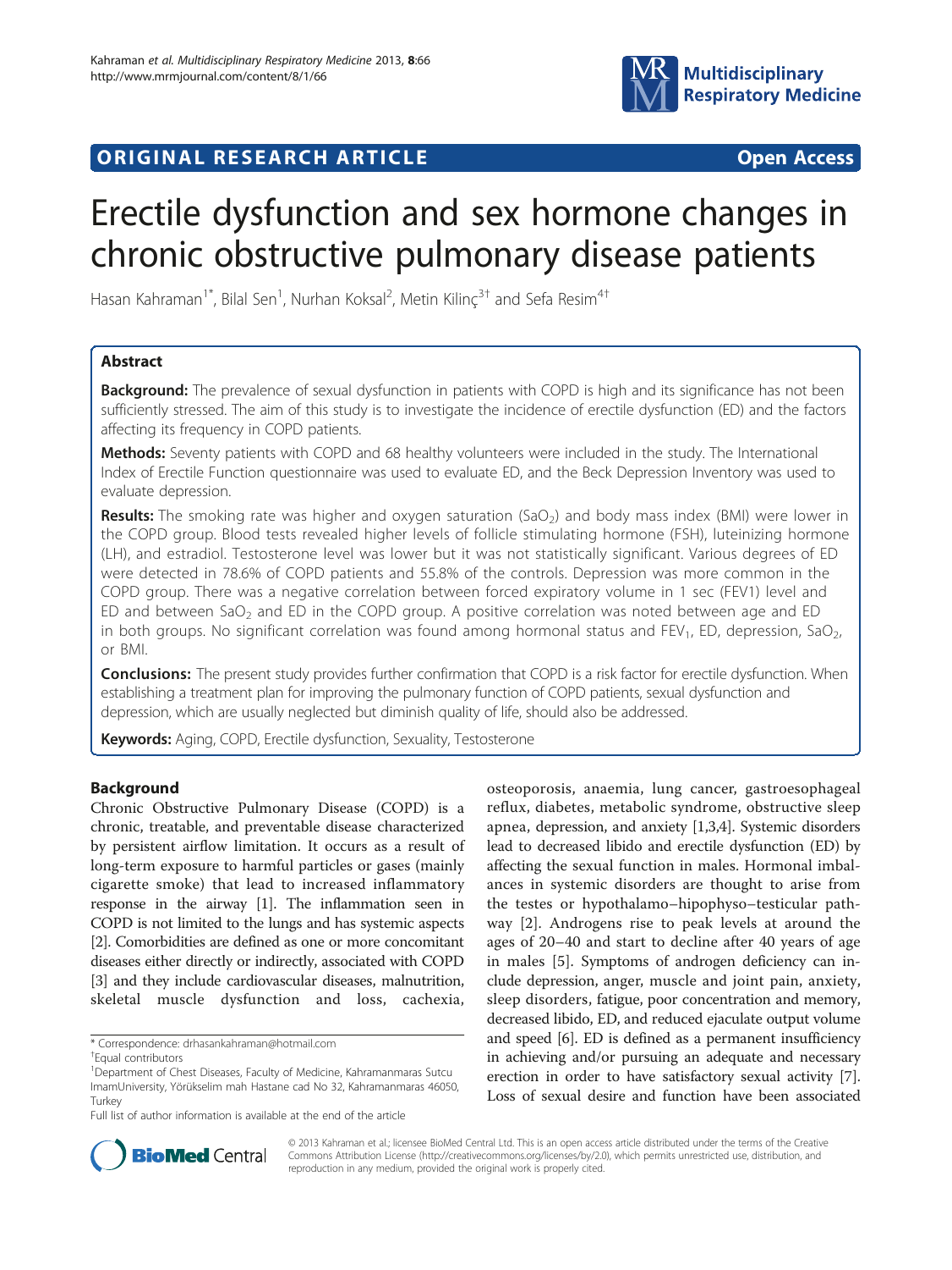ORIGINAL RESEARCH ARTICLE — Open Access

# Erectile dysfunction and sex hormone changes in chronic obstructive pulmonary disease patients

Hasan Kahraman[1*], Bilal Sen[1], Nurhan Koksal[2], Metin Kilinç[3†] and Sefa Resim[4†]

## Abstract

**Background:** The prevalence of sexual dysfunction in patients with COPD is high and its significance has not been sufficiently stressed. The aim of this study is to investigate the incidence of erectile dysfunction (ED) and the factors affecting its frequency in COPD patients.

**Methods:** Seventy patients with COPD and 68 healthy volunteers were included in the study. The International Index of Erectile Function questionnaire was used to evaluate ED, and the Beck Depression Inventory was used to evaluate depression.

**Results:** The smoking rate was higher and oxygen saturation ($SaO_2$) and body mass index (BMI) were lower in the COPD group. Blood tests revealed higher levels of follicle stimulating hormone (FSH), luteinizing hormone (LH), and estradiol. Testosterone level was lower but it was not statistically significant. Various degrees of ED were detected in 78.6% of COPD patients and 55.8% of the controls. Depression was more common in the COPD group. There was a negative correlation between forced expiratory volume in 1 sec (FEV1) level and ED and between $SaO_2$ and ED in the COPD group. A positive correlation was noted between age and ED in both groups. No significant correlation was found among hormonal status and $FEV_1$, ED, depression, $SaO_2$, or BMI.

**Conclusions:** The present study provides further confirmation that COPD is a risk factor for erectile dysfunction. When establishing a treatment plan for improving the pulmonary function of COPD patients, sexual dysfunction and depression, which are usually neglected but diminish quality of life, should also be addressed.

**Keywords:** Aging, COPD, Erectile dysfunction, Sexuality, Testosterone

## Background

Chronic Obstructive Pulmonary Disease (COPD) is a chronic, treatable, and preventable disease characterized by persistent airflow limitation. It occurs as a result of long-term exposure to harmful particles or gases (mainly cigarette smoke) that lead to increased inflammatory response in the airway [1]. The inflammation seen in COPD is not limited to the lungs and has systemic aspects [2]. Comorbidities are defined as one or more concomitant diseases either directly or indirectly, associated with COPD [3] and they include cardiovascular diseases, malnutrition, skeletal muscle dysfunction and loss, cachexia, osteoporosis, anaemia, lung cancer, gastroesophageal reflux, diabetes, metabolic syndrome, obstructive sleep apnea, depression, and anxiety [1,3,4]. Systemic disorders lead to decreased libido and erectile dysfunction (ED) by affecting the sexual function in males. Hormonal imbalances in systemic disorders are thought to arise from the testes or hypothalamo–hipophyso–testicular pathway [2]. Androgens rise to peak levels at around the ages of 20–40 and start to decline after 40 years of age in males [5]. Symptoms of androgen deficiency can include depression, anger, muscle and joint pain, anxiety, sleep disorders, fatigue, poor concentration and memory, decreased libido, ED, and reduced ejaculate output volume and speed [6]. ED is defined as a permanent insufficiency in achieving and/or pursuing an adequate and necessary erection in order to have satisfactory sexual activity [7]. Loss of sexual desire and function have been associated

* Correspondence: drhasankahraman@hotmail.com
†Equal contributors
[1]Department of Chest Diseases, Faculty of Medicine, Kahramanmaras Sutcu ImamUniversity, Yörükselim mah Hastane cad No 32, Kahramanmaras 46050, Turkey
Full list of author information is available at the end of the article

© 2013 Kahraman et al.; licensee BioMed Central Ltd. This is an open access article distributed under the terms of the Creative Commons Attribution License (http://creativecommons.org/licenses/by/2.0), which permits unrestricted use, distribution, and reproduction in any medium, provided the original work is properly cited.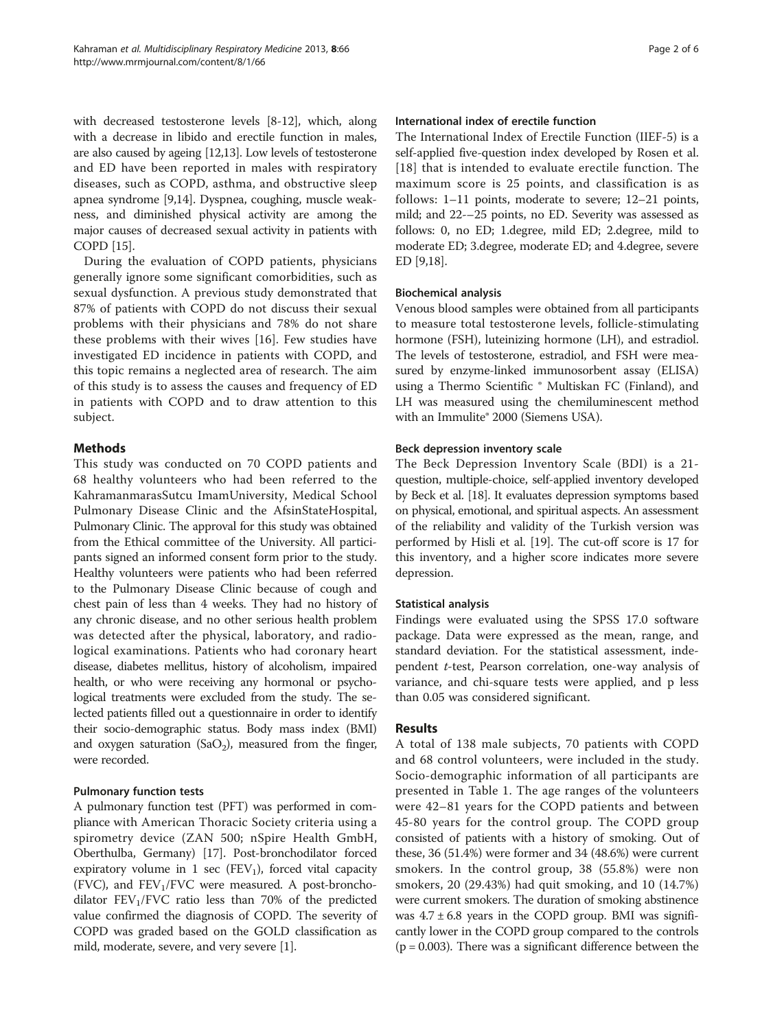with decreased testosterone levels [8-12], which, along with a decrease in libido and erectile function in males, are also caused by ageing [12,13]. Low levels of testosterone and ED have been reported in males with respiratory diseases, such as COPD, asthma, and obstructive sleep apnea syndrome [9,14]. Dyspnea, coughing, muscle weakness, and diminished physical activity are among the major causes of decreased sexual activity in patients with COPD [15].

During the evaluation of COPD patients, physicians generally ignore some significant comorbidities, such as sexual dysfunction. A previous study demonstrated that 87% of patients with COPD do not discuss their sexual problems with their physicians and 78% do not share these problems with their wives [16]. Few studies have investigated ED incidence in patients with COPD, and this topic remains a neglected area of research. The aim of this study is to assess the causes and frequency of ED in patients with COPD and to draw attention to this subject.

## Methods

This study was conducted on 70 COPD patients and 68 healthy volunteers who had been referred to the KahramanmarasSutcu ImamUniversity, Medical School Pulmonary Disease Clinic and the AfsinStateHospital, Pulmonary Clinic. The approval for this study was obtained from the Ethical committee of the University. All participants signed an informed consent form prior to the study. Healthy volunteers were patients who had been referred to the Pulmonary Disease Clinic because of cough and chest pain of less than 4 weeks. They had no history of any chronic disease, and no other serious health problem was detected after the physical, laboratory, and radiological examinations. Patients who had coronary heart disease, diabetes mellitus, history of alcoholism, impaired health, or who were receiving any hormonal or psychological treatments were excluded from the study. The selected patients filled out a questionnaire in order to identify their socio-demographic status. Body mass index (BMI) and oxygen saturation ($SaO_2$), measured from the finger, were recorded.

### Pulmonary function tests

A pulmonary function test (PFT) was performed in compliance with American Thoracic Society criteria using a spirometry device (ZAN 500; nSpire Health GmbH, Oberthulba, Germany) [17]. Post-bronchodilator forced expiratory volume in 1 sec ($FEV_1$), forced vital capacity (FVC), and $FEV_1$/FVC were measured. A post-bronchodilator $FEV_1$/FVC ratio less than 70% of the predicted value confirmed the diagnosis of COPD. The severity of COPD was graded based on the GOLD classification as mild, moderate, severe, and very severe [1].

### International index of erectile function

The International Index of Erectile Function (IIEF-5) is a self-applied five-question index developed by Rosen et al. [18] that is intended to evaluate erectile function. The maximum score is 25 points, and classification is as follows: 1–11 points, moderate to severe; 12–21 points, mild; and 22-–25 points, no ED. Severity was assessed as follows: 0, no ED; 1.degree, mild ED; 2.degree, mild to moderate ED; 3.degree, moderate ED; and 4.degree, severe ED [9,18].

### Biochemical analysis

Venous blood samples were obtained from all participants to measure total testosterone levels, follicle-stimulating hormone (FSH), luteinizing hormone (LH), and estradiol. The levels of testosterone, estradiol, and FSH were measured by enzyme-linked immunosorbent assay (ELISA) using a Thermo Scientific ® Multiskan FC (Finland), and LH was measured using the chemiluminescent method with an Immulite® 2000 (Siemens USA).

### Beck depression inventory scale

The Beck Depression Inventory Scale (BDI) is a 21-question, multiple-choice, self-applied inventory developed by Beck et al. [18]. It evaluates depression symptoms based on physical, emotional, and spiritual aspects. An assessment of the reliability and validity of the Turkish version was performed by Hisli et al. [19]. The cut-off score is 17 for this inventory, and a higher score indicates more severe depression.

### Statistical analysis

Findings were evaluated using the SPSS 17.0 software package. Data were expressed as the mean, range, and standard deviation. For the statistical assessment, independent *t*-test, Pearson correlation, one-way analysis of variance, and chi-square tests were applied, and p less than 0.05 was considered significant.

## Results

A total of 138 male subjects, 70 patients with COPD and 68 control volunteers, were included in the study. Socio-demographic information of all participants are presented in Table 1. The age ranges of the volunteers were 42–81 years for the COPD patients and between 45-80 years for the control group. The COPD group consisted of patients with a history of smoking. Out of these, 36 (51.4%) were former and 34 (48.6%) were current smokers. In the control group, 38 (55.8%) were non smokers, 20 (29.43%) had quit smoking, and 10 (14.7%) were current smokers. The duration of smoking abstinence was 4.7 ± 6.8 years in the COPD group. BMI was significantly lower in the COPD group compared to the controls ($p = 0.003$). There was a significant difference between the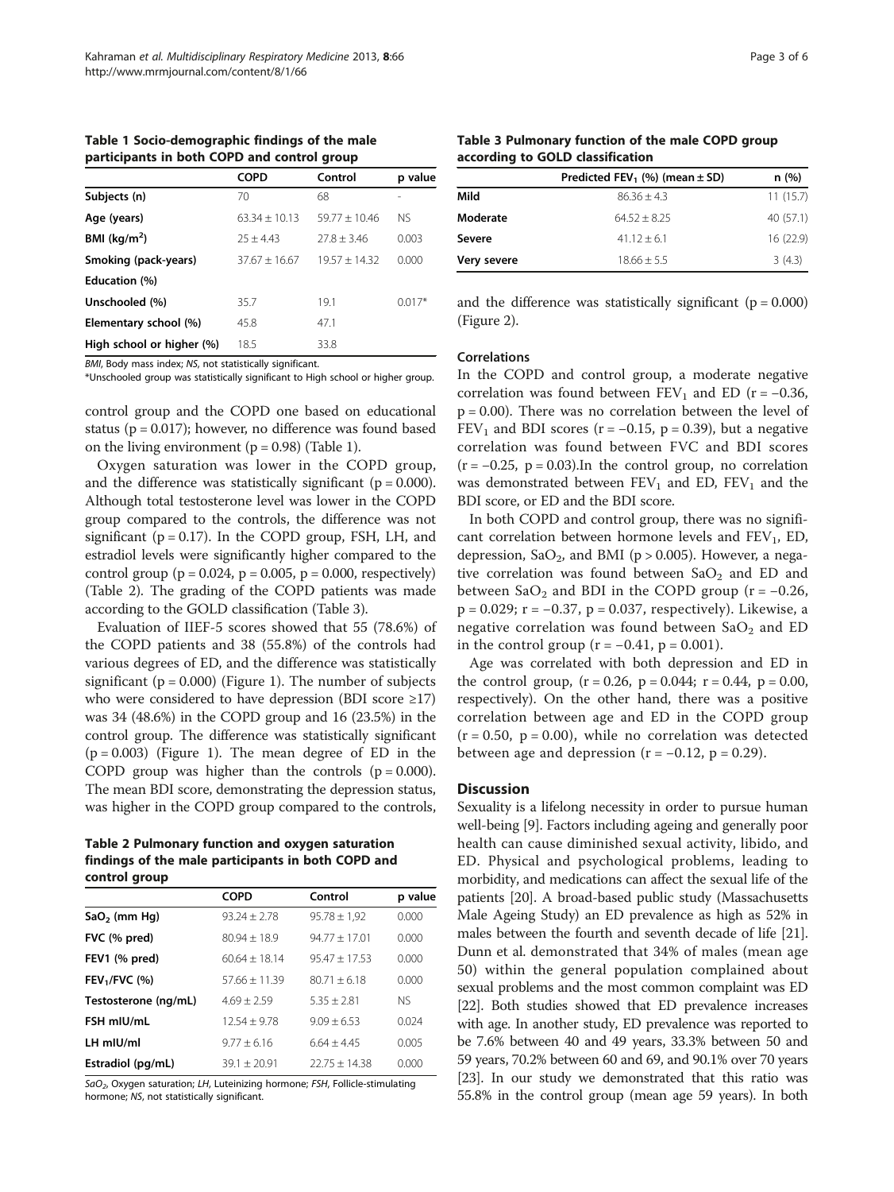**Table 1 Socio-demographic findings of the male participants in both COPD and control group**

| | COPD | Control | p value |
|---|---|---|---|
| **Subjects (n)** | 70 | 68 | - |
| **Age (years)** | 63.34 ± 10.13 | 59.77 ± 10.46 | NS |
| **BMI (kg/m²)** | 25 ± 4.43 | 27.8 ± 3.46 | 0.003 |
| **Smoking (pack-years)** | 37.67 ± 16.67 | 19.57 ± 14.32 | 0.000 |
| **Education (%)** | | | |
| **Unschooled (%)** | 35.7 | 19.1 | 0.017* |
| **Elementary school (%)** | 45.8 | 47.1 | |
| **High school or higher (%)** | 18.5 | 33.8 | |

*BMI*, Body mass index; *NS*, not statistically significant.

*Unschooled group was statistically significant to High school or higher group.

control group and the COPD one based on educational status (p = 0.017); however, no difference was found based on the living environment (p = 0.98) (Table 1).

Oxygen saturation was lower in the COPD group, and the difference was statistically significant (p = 0.000). Although total testosterone level was lower in the COPD group compared to the controls, the difference was not significant (p = 0.17). In the COPD group, FSH, LH, and estradiol levels were significantly higher compared to the control group (p = 0.024, p = 0.005, p = 0.000, respectively) (Table 2). The grading of the COPD patients was made according to the GOLD classification (Table 3).

Evaluation of IIEF-5 scores showed that 55 (78.6%) of the COPD patients and 38 (55.8%) of the controls had various degrees of ED, and the difference was statistically significant (p = 0.000) (Figure 1). The number of subjects who were considered to have depression (BDI score ≥17) was 34 (48.6%) in the COPD group and 16 (23.5%) in the control group. The difference was statistically significant (p = 0.003) (Figure 1). The mean degree of ED in the COPD group was higher than the controls (p = 0.000). The mean BDI score, demonstrating the depression status, was higher in the COPD group compared to the controls,

**Table 2 Pulmonary function and oxygen saturation findings of the male participants in both COPD and control group**

| | COPD | Control | p value |
|---|---|---|---|
| **$SaO_2$ (mm Hg)** | 93.24 ± 2.78 | 95.78 ± 1,92 | 0.000 |
| **FVC (% pred)** | 80.94 ± 18.9 | 94.77 ± 17.01 | 0.000 |
| **FEV1 (% pred)** | 60.64 ± 18.14 | 95.47 ± 17.53 | 0.000 |
| **$FEV_1$/FVC (%)** | 57.66 ± 11.39 | 80.71 ± 6.18 | 0.000 |
| **Testosterone (ng/mL)** | 4.69 ± 2.59 | 5.35 ± 2.81 | NS |
| **FSH mIU/mL** | 12.54 ± 9.78 | 9.09 ± 6.53 | 0.024 |
| **LH mIU/ml** | 9.77 ± 6.16 | 6.64 ± 4.45 | 0.005 |
| **Estradiol (pg/mL)** | 39.1 ± 20.91 | 22.75 ± 14.38 | 0.000 |

*$SaO_2$*, Oxygen saturation; *LH*, Luteinizing hormone; *FSH*, Follicle-stimulating hormone; *NS*, not statistically significant.

**Table 3 Pulmonary function of the male COPD group according to GOLD classification**

| | Predicted $FEV_1$ (%) (mean ± SD) | n (%) |
|---|---|---|
| **Mild** | 86.36 ± 4.3 | 11 (15.7) |
| **Moderate** | 64.52 ± 8.25 | 40 (57.1) |
| **Severe** | 41.12 ± 6.1 | 16 (22.9) |
| **Very severe** | 18.66 ± 5.5 | 3 (4.3) |

and the difference was statistically significant (p = 0.000) (Figure 2).

### Correlations

In the COPD and control group, a moderate negative correlation was found between $FEV_1$ and ED (r = −0.36, p = 0.00). There was no correlation between the level of $FEV_1$ and BDI scores (r = −0.15, p = 0.39), but a negative correlation was found between FVC and BDI scores (r = −0.25, p = 0.03).In the control group, no correlation was demonstrated between $FEV_1$ and ED, $FEV_1$ and the BDI score, or ED and the BDI score.

In both COPD and control group, there was no significant correlation between hormone levels and $FEV_1$, ED, depression, $SaO_2$, and BMI (p > 0.005). However, a negative correlation was found between $SaO_2$ and ED and between $SaO_2$ and BDI in the COPD group (r = −0.26, p = 0.029; r = −0.37, p = 0.037, respectively). Likewise, a negative correlation was found between $SaO_2$ and ED in the control group (r = −0.41, p = 0.001).

Age was correlated with both depression and ED in the control group, (r = 0.26, p = 0.044; r = 0.44, p = 0.00, respectively). On the other hand, there was a positive correlation between age and ED in the COPD group (r = 0.50, p = 0.00), while no correlation was detected between age and depression (r = −0.12, p = 0.29).

## Discussion

Sexuality is a lifelong necessity in order to pursue human well-being [9]. Factors including ageing and generally poor health can cause diminished sexual activity, libido, and ED. Physical and psychological problems, leading to morbidity, and medications can affect the sexual life of the patients [20]. A broad-based public study (Massachusetts Male Ageing Study) an ED prevalence as high as 52% in males between the fourth and seventh decade of life [21]. Dunn et al. demonstrated that 34% of males (mean age 50) within the general population complained about sexual problems and the most common complaint was ED [22]. Both studies showed that ED prevalence increases with age. In another study, ED prevalence was reported to be 7.6% between 40 and 49 years, 33.3% between 50 and 59 years, 70.2% between 60 and 69, and 90.1% over 70 years [23]. In our study we demonstrated that this ratio was 55.8% in the control group (mean age 59 years). In both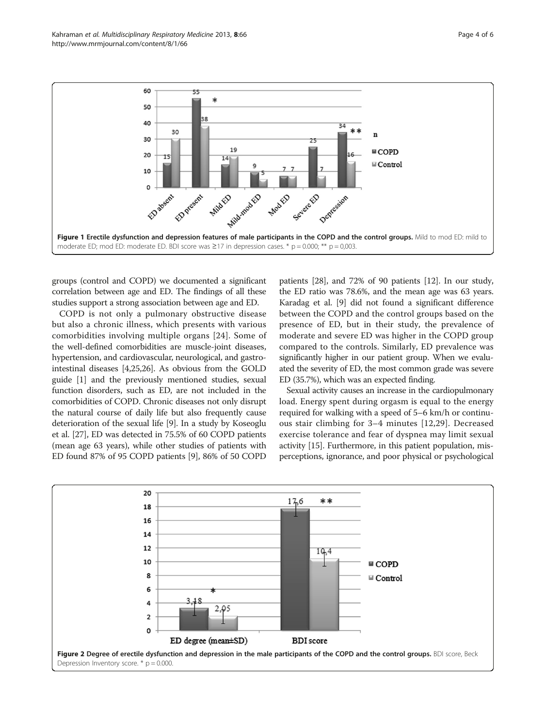**Figure 1 Erectile dysfunction and depression features of male participants in the COPD and the control groups.** Mild to mod ED: mild to moderate ED; mod ED: moderate ED. BDI score was ≥17 in depression cases. * p = 0.000; ** p = 0,003.

groups (control and COPD) we documented a significant correlation between age and ED. The findings of all these studies support a strong association between age and ED.

COPD is not only a pulmonary obstructive disease but also a chronic illness, which presents with various comorbidities involving multiple organs [24]. Some of the well-defined comorbidities are muscle-joint diseases, hypertension, and cardiovascular, neurological, and gastrointestinal diseases [4,25,26]. As obvious from the GOLD guide [1] and the previously mentioned studies, sexual function disorders, such as ED, are not included in the comorbidities of COPD. Chronic diseases not only disrupt the natural course of daily life but also frequently cause deterioration of the sexual life [9]. In a study by Koseoglu et al. [27], ED was detected in 75.5% of 60 COPD patients (mean age 63 years), while other studies of patients with ED found 87% of 95 COPD patients [9], 86% of 50 COPD patients [28], and 72% of 90 patients [12]. In our study, the ED ratio was 78.6%, and the mean age was 63 years. Karadag et al. [9] did not found a significant difference between the COPD and the control groups based on the presence of ED, but in their study, the prevalence of moderate and severe ED was higher in the COPD group compared to the controls. Similarly, ED prevalence was significantly higher in our patient group. When we evaluated the severity of ED, the most common grade was severe ED (35.7%), which was an expected finding.

Sexual activity causes an increase in the cardiopulmonary load. Energy spent during orgasm is equal to the energy required for walking with a speed of 5–6 km/h or continuous stair climbing for 3–4 minutes [12,29]. Decreased exercise tolerance and fear of dyspnea may limit sexual activity [15]. Furthermore, in this patient population, misperceptions, ignorance, and poor physical or psychological

**Figure 2 Degree of erectile dysfunction and depression in the male participants of the COPD and the control groups.** BDI score, Beck Depression Inventory score. * p = 0.000.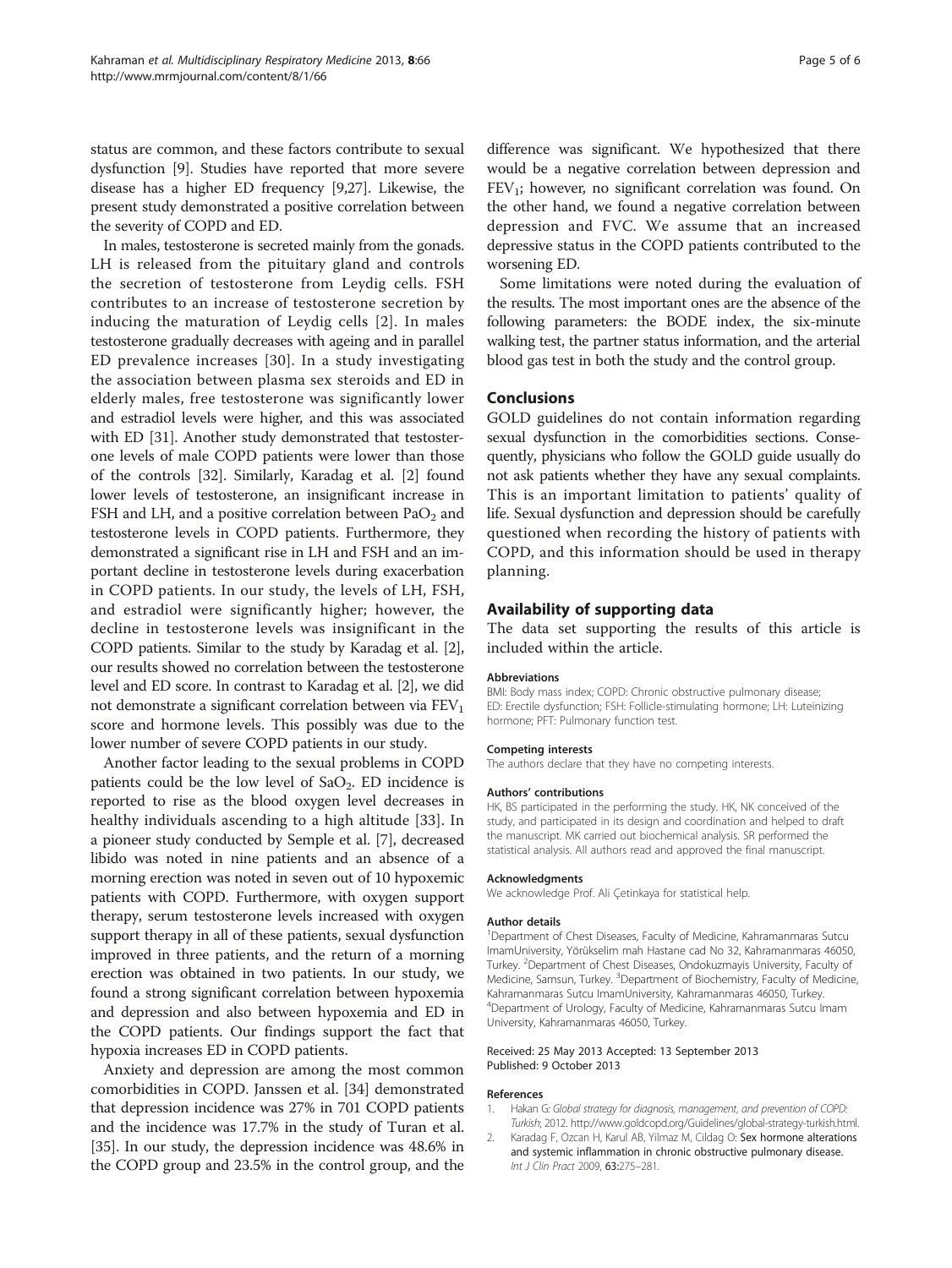status are common, and these factors contribute to sexual dysfunction [9]. Studies have reported that more severe disease has a higher ED frequency [9,27]. Likewise, the present study demonstrated a positive correlation between the severity of COPD and ED.

In males, testosterone is secreted mainly from the gonads. LH is released from the pituitary gland and controls the secretion of testosterone from Leydig cells. FSH contributes to an increase of testosterone secretion by inducing the maturation of Leydig cells [2]. In males testosterone gradually decreases with ageing and in parallel ED prevalence increases [30]. In a study investigating the association between plasma sex steroids and ED in elderly males, free testosterone was significantly lower and estradiol levels were higher, and this was associated with ED [31]. Another study demonstrated that testosterone levels of male COPD patients were lower than those of the controls [32]. Similarly, Karadag et al. [2] found lower levels of testosterone, an insignificant increase in FSH and LH, and a positive correlation between $PaO_2$ and testosterone levels in COPD patients. Furthermore, they demonstrated a significant rise in LH and FSH and an important decline in testosterone levels during exacerbation in COPD patients. In our study, the levels of LH, FSH, and estradiol were significantly higher; however, the decline in testosterone levels was insignificant in the COPD patients. Similar to the study by Karadag et al. [2], our results showed no correlation between the testosterone level and ED score. In contrast to Karadag et al. [2], we did not demonstrate a significant correlation between via $FEV_1$ score and hormone levels. This possibly was due to the lower number of severe COPD patients in our study.

Another factor leading to the sexual problems in COPD patients could be the low level of $SaO_2$. ED incidence is reported to rise as the blood oxygen level decreases in healthy individuals ascending to a high altitude [33]. In a pioneer study conducted by Semple et al. [7], decreased libido was noted in nine patients and an absence of a morning erection was noted in seven out of 10 hypoxemic patients with COPD. Furthermore, with oxygen support therapy, serum testosterone levels increased with oxygen support therapy in all of these patients, sexual dysfunction improved in three patients, and the return of a morning erection was obtained in two patients. In our study, we found a strong significant correlation between hypoxemia and depression and also between hypoxemia and ED in the COPD patients. Our findings support the fact that hypoxia increases ED in COPD patients.

Anxiety and depression are among the most common comorbidities in COPD. Janssen et al. [34] demonstrated that depression incidence was 27% in 701 COPD patients and the incidence was 17.7% in the study of Turan et al. [35]. In our study, the depression incidence was 48.6% in the COPD group and 23.5% in the control group, and the difference was significant. We hypothesized that there would be a negative correlation between depression and $FEV_1$; however, no significant correlation was found. On the other hand, we found a negative correlation between depression and FVC. We assume that an increased depressive status in the COPD patients contributed to the worsening ED.

Some limitations were noted during the evaluation of the results. The most important ones are the absence of the following parameters: the BODE index, the six-minute walking test, the partner status information, and the arterial blood gas test in both the study and the control group.

## Conclusions

GOLD guidelines do not contain information regarding sexual dysfunction in the comorbidities sections. Consequently, physicians who follow the GOLD guide usually do not ask patients whether they have any sexual complaints. This is an important limitation to patients' quality of life. Sexual dysfunction and depression should be carefully questioned when recording the history of patients with COPD, and this information should be used in therapy planning.

## Availability of supporting data

The data set supporting the results of this article is included within the article.

#### Abbreviations

BMI: Body mass index; COPD: Chronic obstructive pulmonary disease; ED: Erectile dysfunction; FSH: Follicle-stimulating hormone; LH: Luteinizing hormone; PFT: Pulmonary function test.

#### Competing interests

The authors declare that they have no competing interests.

#### Authors' contributions

HK, BS participated in the performing the study. HK, NK conceived of the study, and participated in its design and coordination and helped to draft the manuscript. MK carried out biochemical analysis. SR performed the statistical analysis. All authors read and approved the final manuscript.

#### Acknowledgments

We acknowledge Prof. Ali Çetinkaya for statistical help.

#### Author details

[1]Department of Chest Diseases, Faculty of Medicine, Kahramanmaras Sutcu ImamUniversity, Yörükselim mah Hastane cad No 32, Kahramanmaras 46050, Turkey. [2]Department of Chest Diseases, Ondokuzmayis University, Faculty of Medicine, Samsun, Turkey. [3]Department of Biochemistry, Faculty of Medicine, Kahramanmaras Sutcu ImamUniversity, Kahramanmaras 46050, Turkey. [4]Department of Urology, Faculty of Medicine, Kahramanmaras Sutcu Imam University, Kahramanmaras 46050, Turkey.

Received: 25 May 2013 Accepted: 13 September 2013
Published: 9 October 2013

#### References

1. Hakan G: *Global strategy for diagnosis, management, and prevention of COPD: Turkish*; 2012. http://www.goldcopd.org/Guidelines/global-strategy-turkish.html.
2. Karadag F, Ozcan H, Karul AB, Yilmaz M, Cildag O: Sex hormone alterations and systemic inflammation in chronic obstructive pulmonary disease. *Int J Clin Pract* 2009, 63:275–281.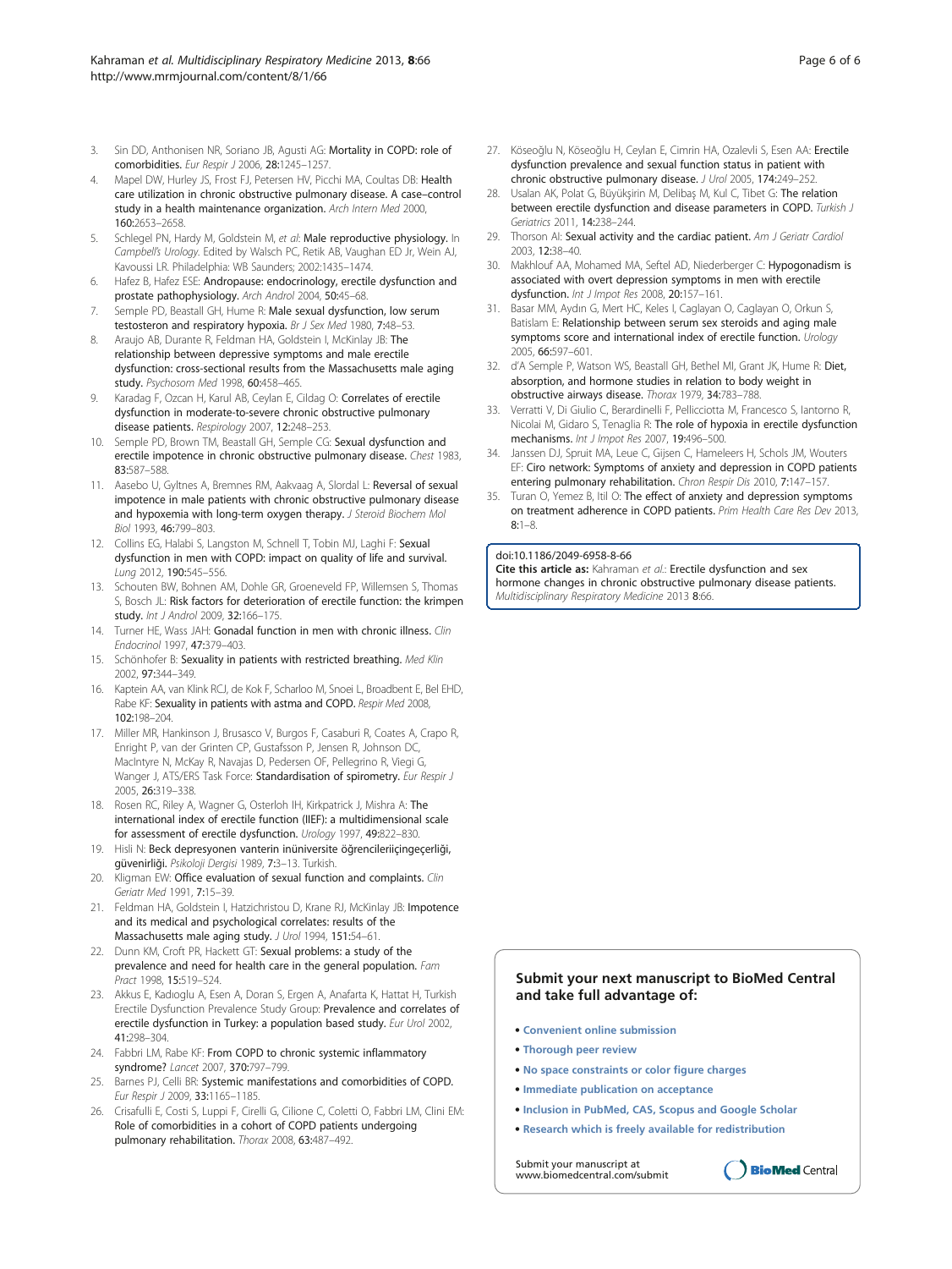3. Sin DD, Anthonisen NR, Soriano JB, Agusti AG: **Mortality in COPD: role of comorbidities.** *Eur Respir J* 2006, **28:**1245–1257.
4. Mapel DW, Hurley JS, Frost FJ, Petersen HV, Picchi MA, Coultas DB: **Health care utilization in chronic obstructive pulmonary disease. A case–control study in a health maintenance organization.** *Arch Intern Med* 2000, **160:**2653–2658.
5. Schlegel PN, Hardy M, Goldstein M, *et al*: **Male reproductive physiology.** In *Campbell's Urology*. Edited by Walsch PC, Retik AB, Vaughan ED Jr, Wein AJ, Kavoussi LR. Philadelphia: WB Saunders; 2002:1435–1474.
6. Hafez B, Hafez ESE: **Andropause: endocrinology, erectile dysfunction and prostate pathophysiology.** *Arch Androl* 2004, **50:**45–68.
7. Semple PD, Beastall GH, Hume R: **Male sexual dysfunction, low serum testosteron and respiratory hypoxia.** *Br J Sex Med* 1980, **7:**48–53.
8. Araujo AB, Durante R, Feldman HA, Goldstein I, McKinlay JB: **The relationship between depressive symptoms and male erectile dysfunction: cross-sectional results from the Massachusetts male aging study.** *Psychosom Med* 1998, **60:**458–465.
9. Karadag F, Ozcan H, Karul AB, Ceylan E, Cildag O: **Correlates of erectile dysfunction in moderate-to-severe chronic obstructive pulmonary disease patients.** *Respirology* 2007, **12:**248–253.
10. Semple PD, Brown TM, Beastall GH, Semple CG: **Sexual dysfunction and erectile impotence in chronic obstructive pulmonary disease.** *Chest* 1983, **83:**587–588.
11. Aasebo U, Gyltnes A, Bremnes RM, Aakvaag A, Slordal L: **Reversal of sexual impotence in male patients with chronic obstructive pulmonary disease and hypoxemia with long-term oxygen therapy.** *J Steroid Biochem Mol Biol* 1993, **46:**799–803.
12. Collins EG, Halabi S, Langston M, Schnell T, Tobin MJ, Laghi F: **Sexual dysfunction in men with COPD: impact on quality of life and survival.** *Lung* 2012, **190:**545–556.
13. Schouten BW, Bohnen AM, Dohle GR, Groeneveld FP, Willemsen S, Thomas S, Bosch JL: **Risk factors for deterioration of erectile function: the krimpen study.** *Int J Androl* 2009, **32:**166–175.
14. Turner HE, Wass JAH: **Gonadal function in men with chronic illness.** *Clin Endocrinol* 1997, **47:**379–403.
15. Schönhofer B: **Sexuality in patients with restricted breathing.** *Med Klin* 2002, **97:**344–349.
16. Kaptein AA, van Klink RCJ, de Kok F, Scharloo M, Snoei L, Broadbent E, Bel EHD, Rabe KF: **Sexuality in patients with astma and COPD.** *Respir Med* 2008, **102:**198–204.
17. Miller MR, Hankinson J, Brusasco V, Burgos F, Casaburi R, Coates A, Crapo R, Enright P, van der Grinten CP, Gustafsson P, Jensen R, Johnson DC, MacIntyre N, McKay R, Navajas D, Pedersen OF, Pellegrino R, Viegi G, Wanger J, ATS/ERS Task Force: **Standardisation of spirometry.** *Eur Respir J* 2005, **26:**319–338.
18. Rosen RC, Riley A, Wagner G, Osterloh IH, Kirkpatrick J, Mishra A: **The international index of erectile function (IIEF): a multidimensional scale for assessment of erectile dysfunction.** *Urology* 1997, **49:**822–830.
19. Hisli N: **Beck depresyonen vanterin inüniversite öğrencileriiçingeçerliği, güvenirliği.** *Psikoloji Dergisi* 1989, **7:**3–13. Turkish.
20. Kligman EW: **Office evaluation of sexual function and complaints.** *Clin Geriatr Med* 1991, **7:**15–39.
21. Feldman HA, Goldstein I, Hatzichristou D, Krane RJ, McKinlay JB: **Impotence and its medical and psychological correlates: results of the Massachusetts male aging study.** *J Urol* 1994, **151:**54–61.
22. Dunn KM, Croft PR, Hackett GT: **Sexual problems: a study of the prevalence and need for health care in the general population.** *Fam Pract* 1998, **15:**519–524.
23. Akkus E, Kadioglu A, Esen A, Doran S, Ergen A, Anafarta K, Hattat H, Turkish Erectile Dysfunction Prevalence Study Group: **Prevalence and correlates of erectile dysfunction in Turkey: a population based study.** *Eur Urol* 2002, **41:**298–304.
24. Fabbri LM, Rabe KF: **From COPD to chronic systemic inflammatory syndrome?** *Lancet* 2007, **370:**797–799.
25. Barnes PJ, Celli BR: **Systemic manifestations and comorbidities of COPD.** *Eur Respir J* 2009, **33:**1165–1185.
26. Crisafulli E, Costi S, Luppi F, Cirelli G, Cilione C, Coletti O, Fabbri LM, Clini EM: **Role of comorbidities in a cohort of COPD patients undergoing pulmonary rehabilitation.** *Thorax* 2008, **63:**487–492.
27. Köseoğlu N, Köseoğlu H, Ceylan E, Cimrin HA, Ozalevli S, Esen AA: **Erectile dysfunction prevalence and sexual function status in patient with chronic obstructive pulmonary disease.** *J Urol* 2005, **174:**249–252.
28. Usalan AK, Polat G, Büyükşirin M, Delibaş M, Kul C, Tibet G: **The relation between erectile dysfunction and disease parameters in COPD.** *Turkish J Geriatrics* 2011, **14:**238–244.
29. Thorson AI: **Sexual activity and the cardiac patient.** *Am J Geriatr Cardiol* 2003, **12:**38–40.
30. Makhlouf AA, Mohamed MA, Seftel AD, Niederberger C: **Hypogonadism is associated with overt depression symptoms in men with erectile dysfunction.** *Int J Impot Res* 2008, **20:**157–161.
31. Basar MM, Aydın G, Mert HC, Keles I, Caglayan O, Orkun S, Batislam E: **Relationship between serum sex steroids and aging male symptoms score and international index of erectile function.** *Urology* 2005, **66:**597–601.
32. d'A Semple P, Watson WS, Beastall GH, Bethel MI, Grant JK, Hume R: **Diet, absorption, and hormone studies in relation to body weight in obstructive airways disease.** *Thorax* 1979, **34:**783–788.
33. Verratti V, Di Giulio C, Berardinelli F, Pellicciotta M, Francesco S, Iantorno R, Nicolai M, Gidaro S, Tenaglia R: **The role of hypoxia in erectile dysfunction mechanisms.** *Int J Impot Res* 2007, **19:**496–500.
34. Janssen DJ, Spruit MA, Leue C, Gijsen C, Hameleers H, Schols JM, Wouters EF: **Ciro network: Symptoms of anxiety and depression in COPD patients entering pulmonary rehabilitation.** *Chron Respir Dis* 2010, **7:**147–157.
35. Turan O, Yemez B, Itil O: **The effect of anxiety and depression symptoms on treatment adherence in COPD patients.** *Prim Health Care Res Dev* 2013, **8:**1–8.

doi:10.1186/2049-6958-8-66
**Cite this article as:** Kahraman *et al.*: Erectile dysfunction and sex hormone changes in chronic obstructive pulmonary disease patients. *Multidisciplinary Respiratory Medicine* 2013 **8**:66.

**Submit your next manuscript to BioMed Central and take full advantage of:**

- Convenient online submission
- Thorough peer review
- No space constraints or color figure charges
- Immediate publication on acceptance
- Inclusion in PubMed, CAS, Scopus and Google Scholar
- Research which is freely available for redistribution

Submit your manuscript at www.biomedcentral.com/submit

BioMed Central